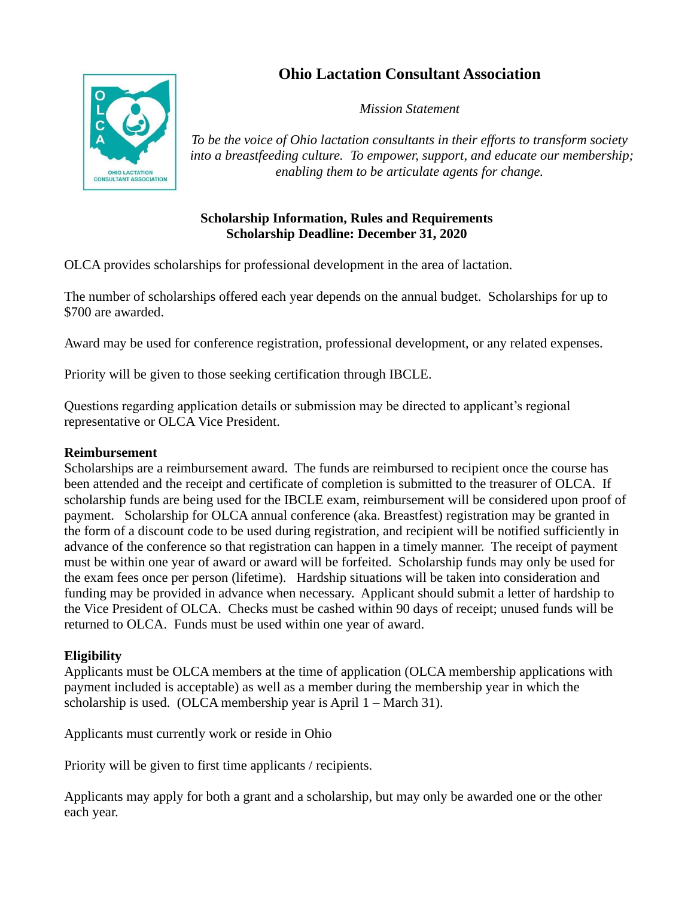# Ohio Lactation Consultant Association

*Mission Statement*

*To be the voice of Ohio lactation consultants in their efforts to transform society into a breastfeeding culture. To empower, support, and educate our membership; enabling them to be articulate agents for change.*

**Scholarship Information, Rules and Requirements**
**Scholarship Deadline: December 31, 2020**

OLCA provides scholarships for professional development in the area of lactation.

The number of scholarships offered each year depends on the annual budget. Scholarships for up to $700 are awarded.

Award may be used for conference registration, professional development, or any related expenses.

Priority will be given to those seeking certification through IBCLE.

Questions regarding application details or submission may be directed to applicant's regional representative or OLCA Vice President.

**Reimbursement**

Scholarships are a reimbursement award. The funds are reimbursed to recipient once the course has been attended and the receipt and certificate of completion is submitted to the treasurer of OLCA. If scholarship funds are being used for the IBCLE exam, reimbursement will be considered upon proof of payment. Scholarship for OLCA annual conference (aka. Breastfest) registration may be granted in the form of a discount code to be used during registration, and recipient will be notified sufficiently in advance of the conference so that registration can happen in a timely manner. The receipt of payment must be within one year of award or award will be forfeited. Scholarship funds may only be used for the exam fees once per person (lifetime). Hardship situations will be taken into consideration and funding may be provided in advance when necessary. Applicant should submit a letter of hardship to the Vice President of OLCA. Checks must be cashed within 90 days of receipt; unused funds will be returned to OLCA. Funds must be used within one year of award.

**Eligibility**

Applicants must be OLCA members at the time of application (OLCA membership applications with payment included is acceptable) as well as a member during the membership year in which the scholarship is used. (OLCA membership year is April 1 – March 31).

Applicants must currently work or reside in Ohio

Priority will be given to first time applicants / recipients.

Applicants may apply for both a grant and a scholarship, but may only be awarded one or the other each year.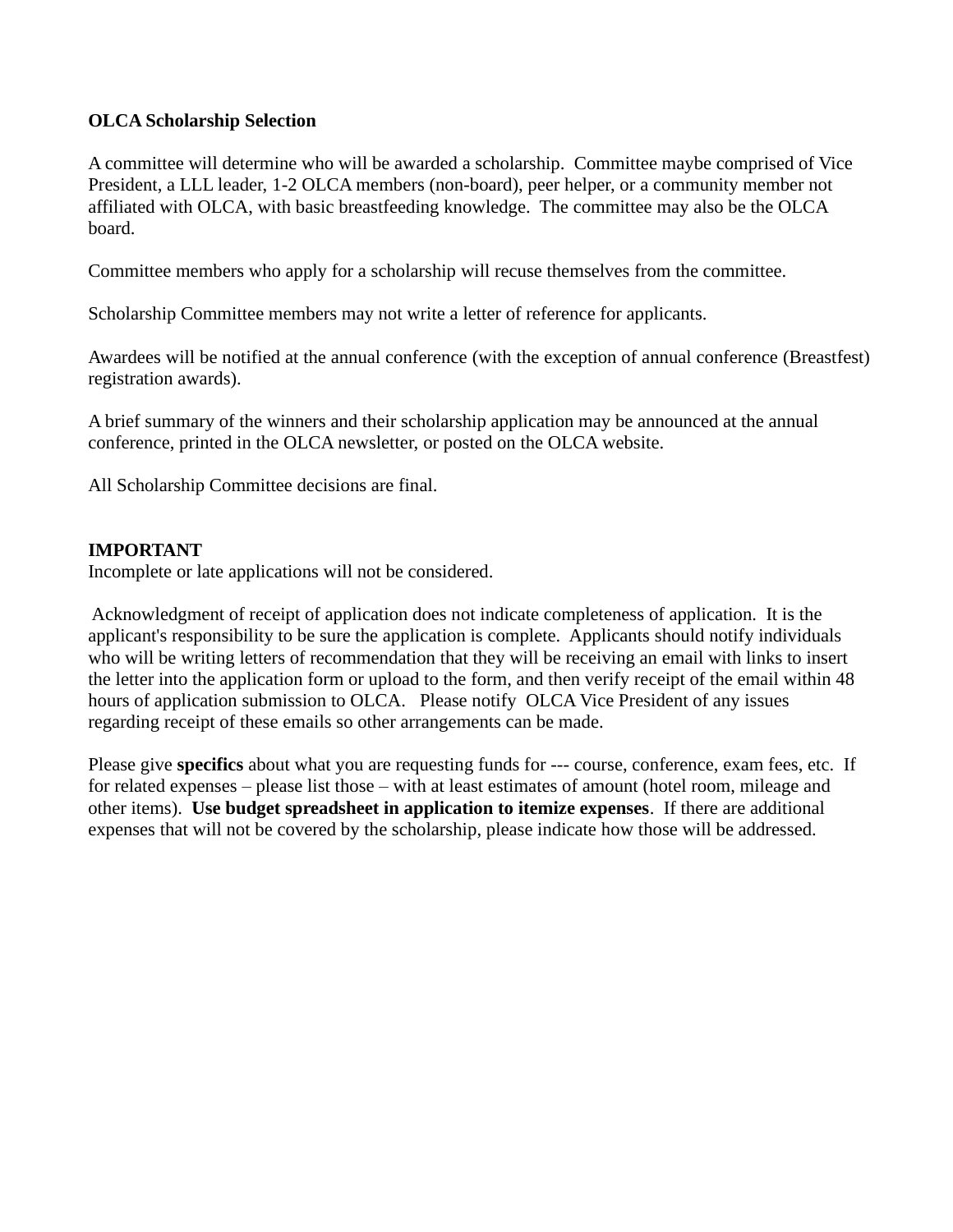**OLCA Scholarship Selection**

A committee will determine who will be awarded a scholarship. Committee maybe comprised of Vice President, a LLL leader, 1-2 OLCA members (non-board), peer helper, or a community member not affiliated with OLCA, with basic breastfeeding knowledge. The committee may also be the OLCA board.

Committee members who apply for a scholarship will recuse themselves from the committee.

Scholarship Committee members may not write a letter of reference for applicants.

Awardees will be notified at the annual conference (with the exception of annual conference (Breastfest) registration awards).

A brief summary of the winners and their scholarship application may be announced at the annual conference, printed in the OLCA newsletter, or posted on the OLCA website.

All Scholarship Committee decisions are final.

**IMPORTANT**
Incomplete or late applications will not be considered.

Acknowledgment of receipt of application does not indicate completeness of application. It is the applicant's responsibility to be sure the application is complete. Applicants should notify individuals who will be writing letters of recommendation that they will be receiving an email with links to insert the letter into the application form or upload to the form, and then verify receipt of the email within 48 hours of application submission to OLCA. Please notify OLCA Vice President of any issues regarding receipt of these emails so other arrangements can be made.

Please give **specifics** about what you are requesting funds for --- course, conference, exam fees, etc. If for related expenses – please list those – with at least estimates of amount (hotel room, mileage and other items). **Use budget spreadsheet in application to itemize expenses**. If there are additional expenses that will not be covered by the scholarship, please indicate how those will be addressed.